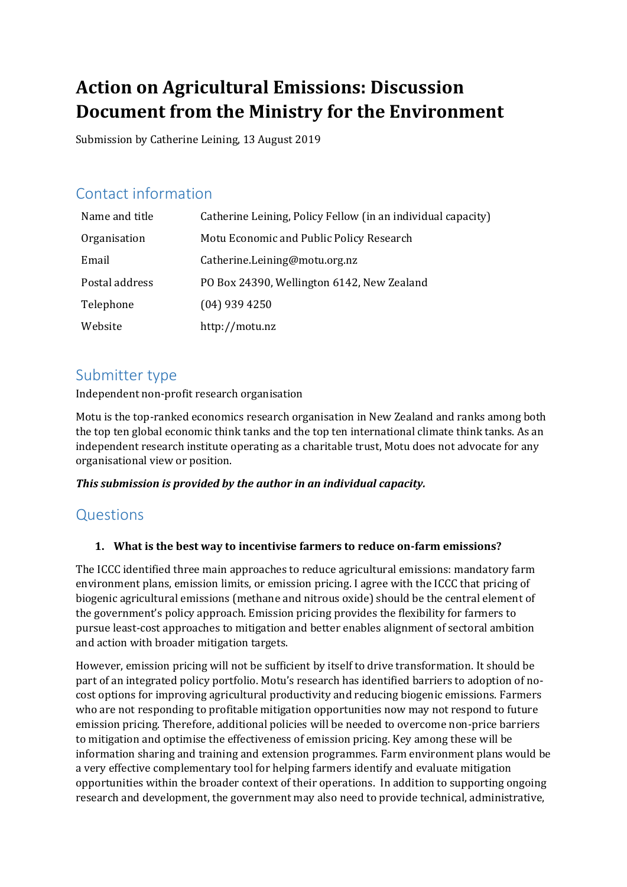# Action on Agricultural Emissions: Discussion Document from the Ministry for the Environment

Submission by Catherine Leining, 13 August 2019

## Contact information

| | |
|---|---|
| Name and title | Catherine Leining, Policy Fellow (in an individual capacity) |
| Organisation | Motu Economic and Public Policy Research |
| Email | Catherine.Leining@motu.org.nz |
| Postal address | PO Box 24390, Wellington 6142, New Zealand |
| Telephone | (04) 939 4250 |
| Website | http://motu.nz |

## Submitter type

Independent non-profit research organisation

Motu is the top-ranked economics research organisation in New Zealand and ranks among both the top ten global economic think tanks and the top ten international climate think tanks. As an independent research institute operating as a charitable trust, Motu does not advocate for any organisational view or position.

***This submission is provided by the author in an individual capacity.***

## Questions

1. **What is the best way to incentivise farmers to reduce on-farm emissions?**

The ICCC identified three main approaches to reduce agricultural emissions: mandatory farm environment plans, emission limits, or emission pricing. I agree with the ICCC that pricing of biogenic agricultural emissions (methane and nitrous oxide) should be the central element of the government's policy approach. Emission pricing provides the flexibility for farmers to pursue least-cost approaches to mitigation and better enables alignment of sectoral ambition and action with broader mitigation targets.

However, emission pricing will not be sufficient by itself to drive transformation. It should be part of an integrated policy portfolio. Motu's research has identified barriers to adoption of no-cost options for improving agricultural productivity and reducing biogenic emissions. Farmers who are not responding to profitable mitigation opportunities now may not respond to future emission pricing. Therefore, additional policies will be needed to overcome non-price barriers to mitigation and optimise the effectiveness of emission pricing. Key among these will be information sharing and training and extension programmes. Farm environment plans would be a very effective complementary tool for helping farmers identify and evaluate mitigation opportunities within the broader context of their operations. In addition to supporting ongoing research and development, the government may also need to provide technical, administrative,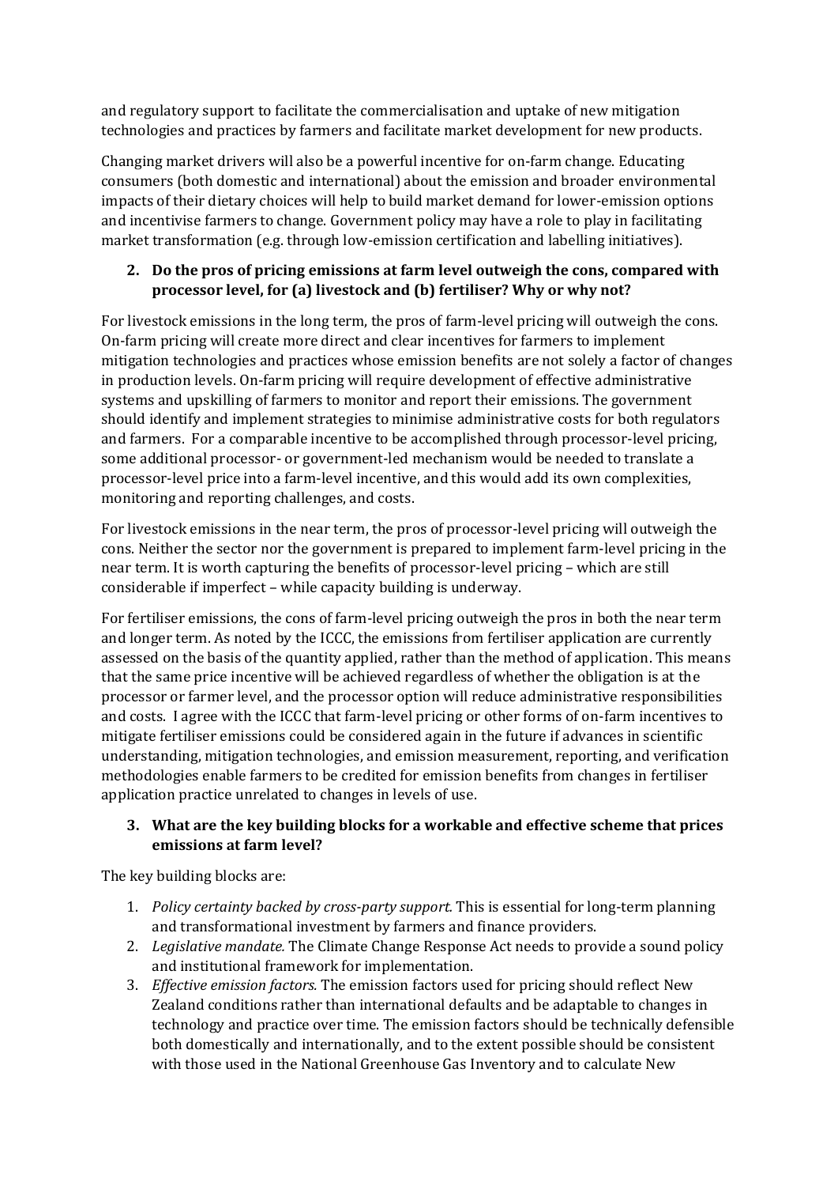and regulatory support to facilitate the commercialisation and uptake of new mitigation technologies and practices by farmers and facilitate market development for new products.

Changing market drivers will also be a powerful incentive for on-farm change. Educating consumers (both domestic and international) about the emission and broader environmental impacts of their dietary choices will help to build market demand for lower-emission options and incentivise farmers to change. Government policy may have a role to play in facilitating market transformation (e.g. through low-emission certification and labelling initiatives).

2. **Do the pros of pricing emissions at farm level outweigh the cons, compared with processor level, for (a) livestock and (b) fertiliser? Why or why not?**

For livestock emissions in the long term, the pros of farm-level pricing will outweigh the cons. On-farm pricing will create more direct and clear incentives for farmers to implement mitigation technologies and practices whose emission benefits are not solely a factor of changes in production levels. On-farm pricing will require development of effective administrative systems and upskilling of farmers to monitor and report their emissions. The government should identify and implement strategies to minimise administrative costs for both regulators and farmers. For a comparable incentive to be accomplished through processor-level pricing, some additional processor- or government-led mechanism would be needed to translate a processor-level price into a farm-level incentive, and this would add its own complexities, monitoring and reporting challenges, and costs.

For livestock emissions in the near term, the pros of processor-level pricing will outweigh the cons. Neither the sector nor the government is prepared to implement farm-level pricing in the near term. It is worth capturing the benefits of processor-level pricing – which are still considerable if imperfect – while capacity building is underway.

For fertiliser emissions, the cons of farm-level pricing outweigh the pros in both the near term and longer term. As noted by the ICCC, the emissions from fertiliser application are currently assessed on the basis of the quantity applied, rather than the method of application. This means that the same price incentive will be achieved regardless of whether the obligation is at the processor or farmer level, and the processor option will reduce administrative responsibilities and costs. I agree with the ICCC that farm-level pricing or other forms of on-farm incentives to mitigate fertiliser emissions could be considered again in the future if advances in scientific understanding, mitigation technologies, and emission measurement, reporting, and verification methodologies enable farmers to be credited for emission benefits from changes in fertiliser application practice unrelated to changes in levels of use.

3. **What are the key building blocks for a workable and effective scheme that prices emissions at farm level?**

The key building blocks are:

1. *Policy certainty backed by cross-party support.* This is essential for long-term planning and transformational investment by farmers and finance providers.
2. *Legislative mandate.* The Climate Change Response Act needs to provide a sound policy and institutional framework for implementation.
3. *Effective emission factors.* The emission factors used for pricing should reflect New Zealand conditions rather than international defaults and be adaptable to changes in technology and practice over time. The emission factors should be technically defensible both domestically and internationally, and to the extent possible should be consistent with those used in the National Greenhouse Gas Inventory and to calculate New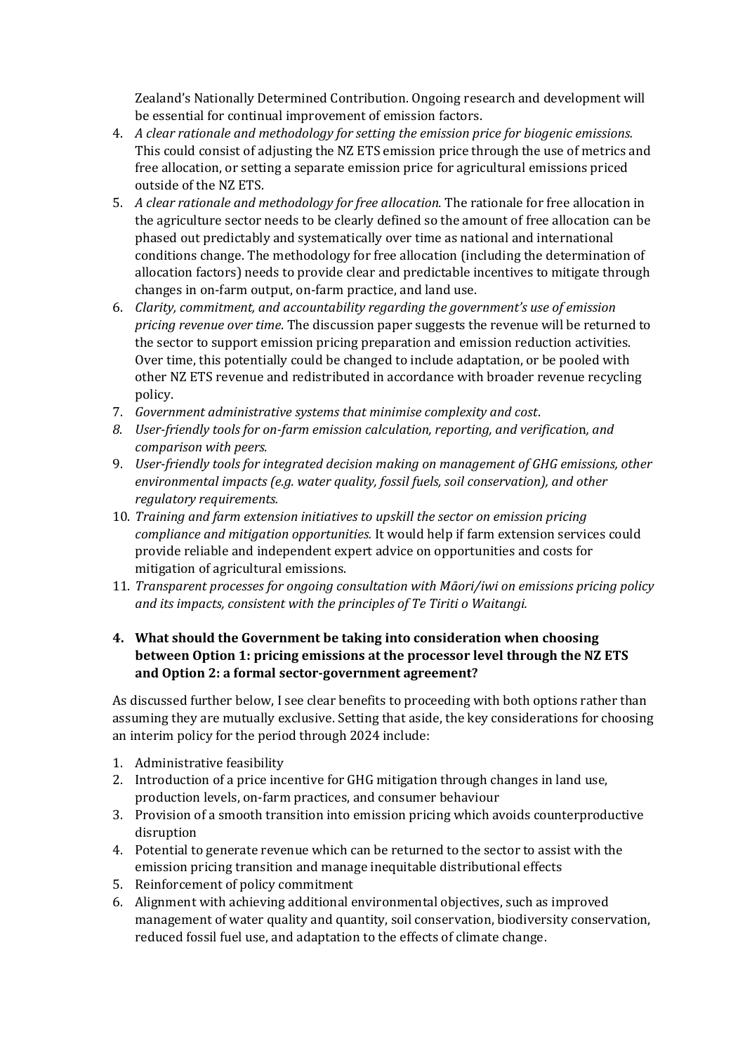Zealand's Nationally Determined Contribution. Ongoing research and development will be essential for continual improvement of emission factors.

4. *A clear rationale and methodology for setting the emission price for biogenic emissions.* This could consist of adjusting the NZ ETS emission price through the use of metrics and free allocation, or setting a separate emission price for agricultural emissions priced outside of the NZ ETS.
5. *A clear rationale and methodology for free allocation.* The rationale for free allocation in the agriculture sector needs to be clearly defined so the amount of free allocation can be phased out predictably and systematically over time as national and international conditions change. The methodology for free allocation (including the determination of allocation factors) needs to provide clear and predictable incentives to mitigate through changes in on-farm output, on-farm practice, and land use.
6. *Clarity, commitment, and accountability regarding the government's use of emission pricing revenue over time.* The discussion paper suggests the revenue will be returned to the sector to support emission pricing preparation and emission reduction activities. Over time, this potentially could be changed to include adaptation, or be pooled with other NZ ETS revenue and redistributed in accordance with broader revenue recycling policy.
7. *Government administrative systems that minimise complexity and cost.*
8. *User-friendly tools for on-farm emission calculation, reporting, and verification, and comparison with peers.*
9. *User-friendly tools for integrated decision making on management of GHG emissions, other environmental impacts (e.g. water quality, fossil fuels, soil conservation), and other regulatory requirements.*
10. *Training and farm extension initiatives to upskill the sector on emission pricing compliance and mitigation opportunities.* It would help if farm extension services could provide reliable and independent expert advice on opportunities and costs for mitigation of agricultural emissions.
11. *Transparent processes for ongoing consultation with Māori/iwi on emissions pricing policy and its impacts, consistent with the principles of Te Tiriti o Waitangi.*

**4. What should the Government be taking into consideration when choosing between Option 1: pricing emissions at the processor level through the NZ ETS and Option 2: a formal sector-government agreement?**

As discussed further below, I see clear benefits to proceeding with both options rather than assuming they are mutually exclusive. Setting that aside, the key considerations for choosing an interim policy for the period through 2024 include:

1. Administrative feasibility
2. Introduction of a price incentive for GHG mitigation through changes in land use, production levels, on-farm practices, and consumer behaviour
3. Provision of a smooth transition into emission pricing which avoids counterproductive disruption
4. Potential to generate revenue which can be returned to the sector to assist with the emission pricing transition and manage inequitable distributional effects
5. Reinforcement of policy commitment
6. Alignment with achieving additional environmental objectives, such as improved management of water quality and quantity, soil conservation, biodiversity conservation, reduced fossil fuel use, and adaptation to the effects of climate change.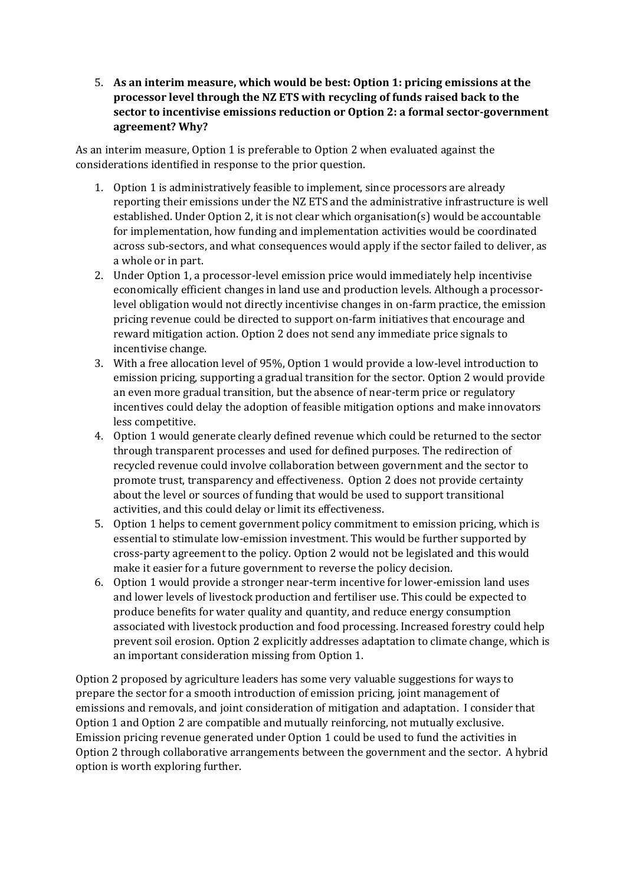5. **As an interim measure, which would be best: Option 1: pricing emissions at the processor level through the NZ ETS with recycling of funds raised back to the sector to incentivise emissions reduction or Option 2: a formal sector-government agreement? Why?**

As an interim measure, Option 1 is preferable to Option 2 when evaluated against the considerations identified in response to the prior question.

1. Option 1 is administratively feasible to implement, since processors are already reporting their emissions under the NZ ETS and the administrative infrastructure is well established. Under Option 2, it is not clear which organisation(s) would be accountable for implementation, how funding and implementation activities would be coordinated across sub-sectors, and what consequences would apply if the sector failed to deliver, as a whole or in part.
2. Under Option 1, a processor-level emission price would immediately help incentivise economically efficient changes in land use and production levels. Although a processor-level obligation would not directly incentivise changes in on-farm practice, the emission pricing revenue could be directed to support on-farm initiatives that encourage and reward mitigation action. Option 2 does not send any immediate price signals to incentivise change.
3. With a free allocation level of 95%, Option 1 would provide a low-level introduction to emission pricing, supporting a gradual transition for the sector. Option 2 would provide an even more gradual transition, but the absence of near-term price or regulatory incentives could delay the adoption of feasible mitigation options and make innovators less competitive.
4. Option 1 would generate clearly defined revenue which could be returned to the sector through transparent processes and used for defined purposes. The redirection of recycled revenue could involve collaboration between government and the sector to promote trust, transparency and effectiveness. Option 2 does not provide certainty about the level or sources of funding that would be used to support transitional activities, and this could delay or limit its effectiveness.
5. Option 1 helps to cement government policy commitment to emission pricing, which is essential to stimulate low-emission investment. This would be further supported by cross-party agreement to the policy. Option 2 would not be legislated and this would make it easier for a future government to reverse the policy decision.
6. Option 1 would provide a stronger near-term incentive for lower-emission land uses and lower levels of livestock production and fertiliser use. This could be expected to produce benefits for water quality and quantity, and reduce energy consumption associated with livestock production and food processing. Increased forestry could help prevent soil erosion. Option 2 explicitly addresses adaptation to climate change, which is an important consideration missing from Option 1.

Option 2 proposed by agriculture leaders has some very valuable suggestions for ways to prepare the sector for a smooth introduction of emission pricing, joint management of emissions and removals, and joint consideration of mitigation and adaptation. I consider that Option 1 and Option 2 are compatible and mutually reinforcing, not mutually exclusive. Emission pricing revenue generated under Option 1 could be used to fund the activities in Option 2 through collaborative arrangements between the government and the sector. A hybrid option is worth exploring further.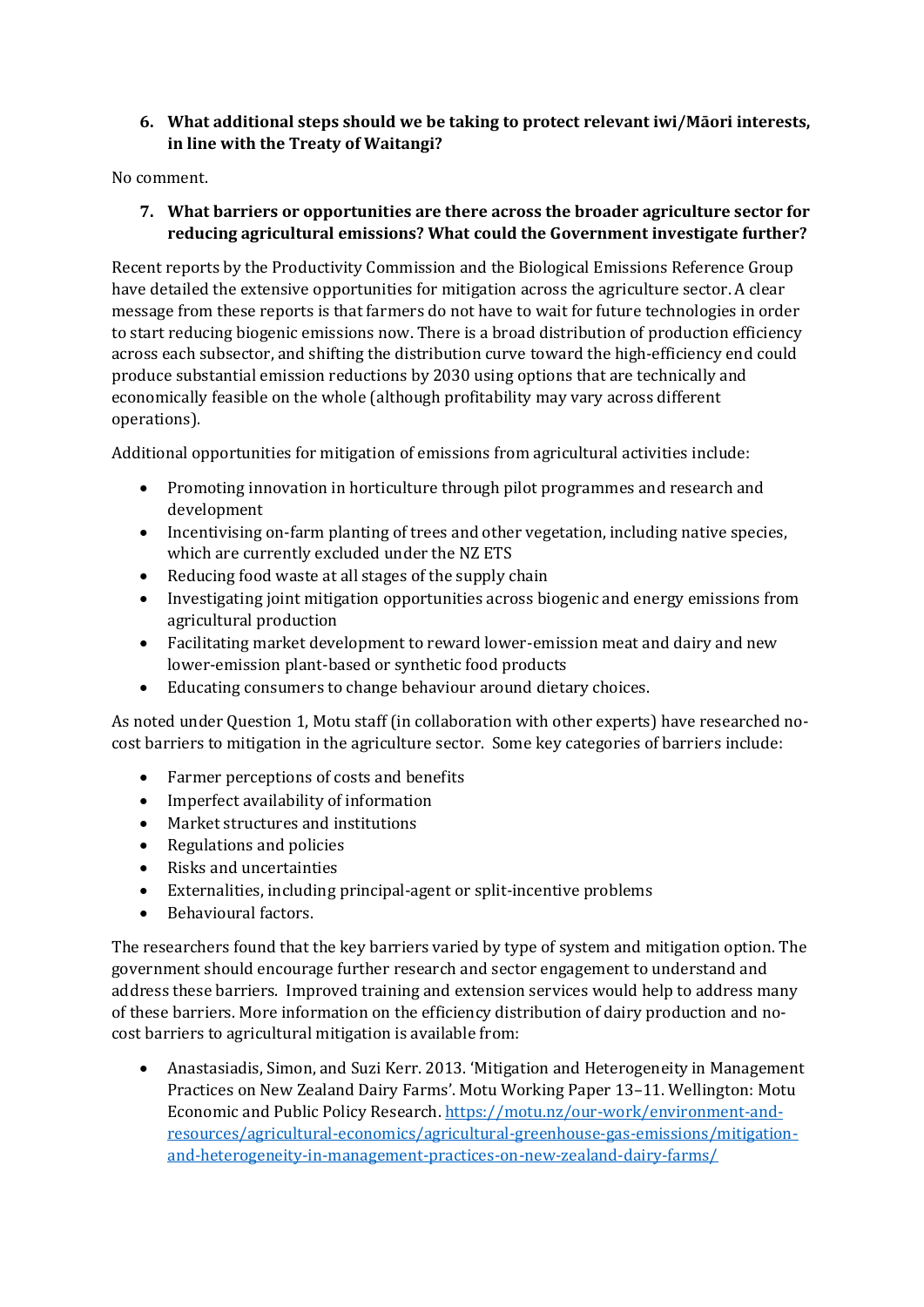6. **What additional steps should we be taking to protect relevant iwi/Māori interests, in line with the Treaty of Waitangi?**

No comment.

7. **What barriers or opportunities are there across the broader agriculture sector for reducing agricultural emissions? What could the Government investigate further?**

Recent reports by the Productivity Commission and the Biological Emissions Reference Group have detailed the extensive opportunities for mitigation across the agriculture sector. A clear message from these reports is that farmers do not have to wait for future technologies in order to start reducing biogenic emissions now. There is a broad distribution of production efficiency across each subsector, and shifting the distribution curve toward the high-efficiency end could produce substantial emission reductions by 2030 using options that are technically and economically feasible on the whole (although profitability may vary across different operations).

Additional opportunities for mitigation of emissions from agricultural activities include:

- Promoting innovation in horticulture through pilot programmes and research and development
- Incentivising on-farm planting of trees and other vegetation, including native species, which are currently excluded under the NZ ETS
- Reducing food waste at all stages of the supply chain
- Investigating joint mitigation opportunities across biogenic and energy emissions from agricultural production
- Facilitating market development to reward lower-emission meat and dairy and new lower-emission plant-based or synthetic food products
- Educating consumers to change behaviour around dietary choices.

As noted under Question 1, Motu staff (in collaboration with other experts) have researched no-cost barriers to mitigation in the agriculture sector. Some key categories of barriers include:

- Farmer perceptions of costs and benefits
- Imperfect availability of information
- Market structures and institutions
- Regulations and policies
- Risks and uncertainties
- Externalities, including principal-agent or split-incentive problems
- Behavioural factors.

The researchers found that the key barriers varied by type of system and mitigation option. The government should encourage further research and sector engagement to understand and address these barriers. Improved training and extension services would help to address many of these barriers. More information on the efficiency distribution of dairy production and no-cost barriers to agricultural mitigation is available from:

- Anastasiadis, Simon, and Suzi Kerr. 2013. 'Mitigation and Heterogeneity in Management Practices on New Zealand Dairy Farms'. Motu Working Paper 13–11. Wellington: Motu Economic and Public Policy Research. [https://motu.nz/our-work/environment-and-resources/agricultural-economics/agricultural-greenhouse-gas-emissions/mitigation-and-heterogeneity-in-management-practices-on-new-zealand-dairy-farms/](https://motu.nz/our-work/environment-and-resources/agricultural-economics/agricultural-greenhouse-gas-emissions/mitigation-and-heterogeneity-in-management-practices-on-new-zealand-dairy-farms/)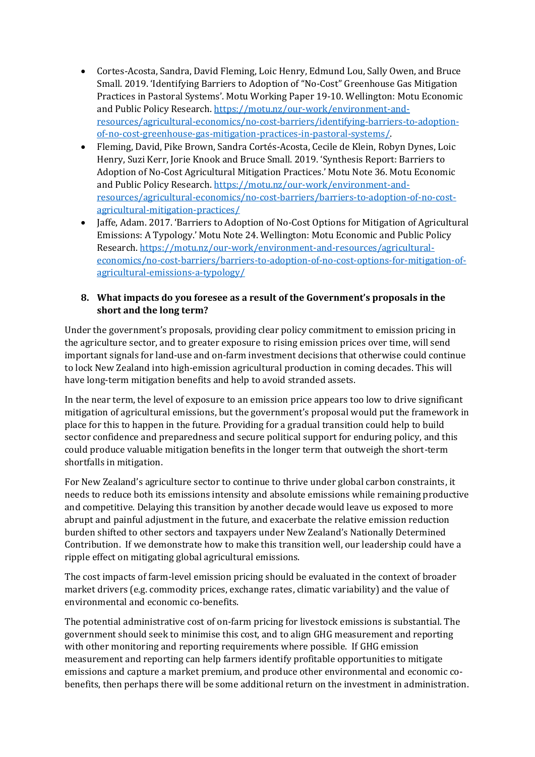- Cortes-Acosta, Sandra, David Fleming, Loic Henry, Edmund Lou, Sally Owen, and Bruce Small. 2019. 'Identifying Barriers to Adoption of "No-Cost" Greenhouse Gas Mitigation Practices in Pastoral Systems'. Motu Working Paper 19-10. Wellington: Motu Economic and Public Policy Research. [https://motu.nz/our-work/environment-and-resources/agricultural-economics/no-cost-barriers/identifying-barriers-to-adoption-of-no-cost-greenhouse-gas-mitigation-practices-in-pastoral-systems/](https://motu.nz/our-work/environment-and-resources/agricultural-economics/no-cost-barriers/identifying-barriers-to-adoption-of-no-cost-greenhouse-gas-mitigation-practices-in-pastoral-systems/).
- Fleming, David, Pike Brown, Sandra Cortés-Acosta, Cecile de Klein, Robyn Dynes, Loic Henry, Suzi Kerr, Jorie Knook and Bruce Small. 2019. 'Synthesis Report: Barriers to Adoption of No-Cost Agricultural Mitigation Practices.' Motu Note 36. Motu Economic and Public Policy Research. [https://motu.nz/our-work/environment-and-resources/agricultural-economics/no-cost-barriers/barriers-to-adoption-of-no-cost-agricultural-mitigation-practices/](https://motu.nz/our-work/environment-and-resources/agricultural-economics/no-cost-barriers/barriers-to-adoption-of-no-cost-agricultural-mitigation-practices/)
- Jaffe, Adam. 2017. 'Barriers to Adoption of No-Cost Options for Mitigation of Agricultural Emissions: A Typology.' Motu Note 24. Wellington: Motu Economic and Public Policy Research. [https://motu.nz/our-work/environment-and-resources/agricultural-economics/no-cost-barriers/barriers-to-adoption-of-no-cost-options-for-mitigation-of-agricultural-emissions-a-typology/](https://motu.nz/our-work/environment-and-resources/agricultural-economics/no-cost-barriers/barriers-to-adoption-of-no-cost-options-for-mitigation-of-agricultural-emissions-a-typology/)

**8. What impacts do you foresee as a result of the Government's proposals in the short and the long term?**

Under the government's proposals, providing clear policy commitment to emission pricing in the agriculture sector, and to greater exposure to rising emission prices over time, will send important signals for land-use and on-farm investment decisions that otherwise could continue to lock New Zealand into high-emission agricultural production in coming decades. This will have long-term mitigation benefits and help to avoid stranded assets.

In the near term, the level of exposure to an emission price appears too low to drive significant mitigation of agricultural emissions, but the government's proposal would put the framework in place for this to happen in the future. Providing for a gradual transition could help to build sector confidence and preparedness and secure political support for enduring policy, and this could produce valuable mitigation benefits in the longer term that outweigh the short-term shortfalls in mitigation.

For New Zealand's agriculture sector to continue to thrive under global carbon constraints, it needs to reduce both its emissions intensity and absolute emissions while remaining productive and competitive. Delaying this transition by another decade would leave us exposed to more abrupt and painful adjustment in the future, and exacerbate the relative emission reduction burden shifted to other sectors and taxpayers under New Zealand's Nationally Determined Contribution. If we demonstrate how to make this transition well, our leadership could have a ripple effect on mitigating global agricultural emissions.

The cost impacts of farm-level emission pricing should be evaluated in the context of broader market drivers (e.g. commodity prices, exchange rates, climatic variability) and the value of environmental and economic co-benefits.

The potential administrative cost of on-farm pricing for livestock emissions is substantial. The government should seek to minimise this cost, and to align GHG measurement and reporting with other monitoring and reporting requirements where possible. If GHG emission measurement and reporting can help farmers identify profitable opportunities to mitigate emissions and capture a market premium, and produce other environmental and economic co-benefits, then perhaps there will be some additional return on the investment in administration.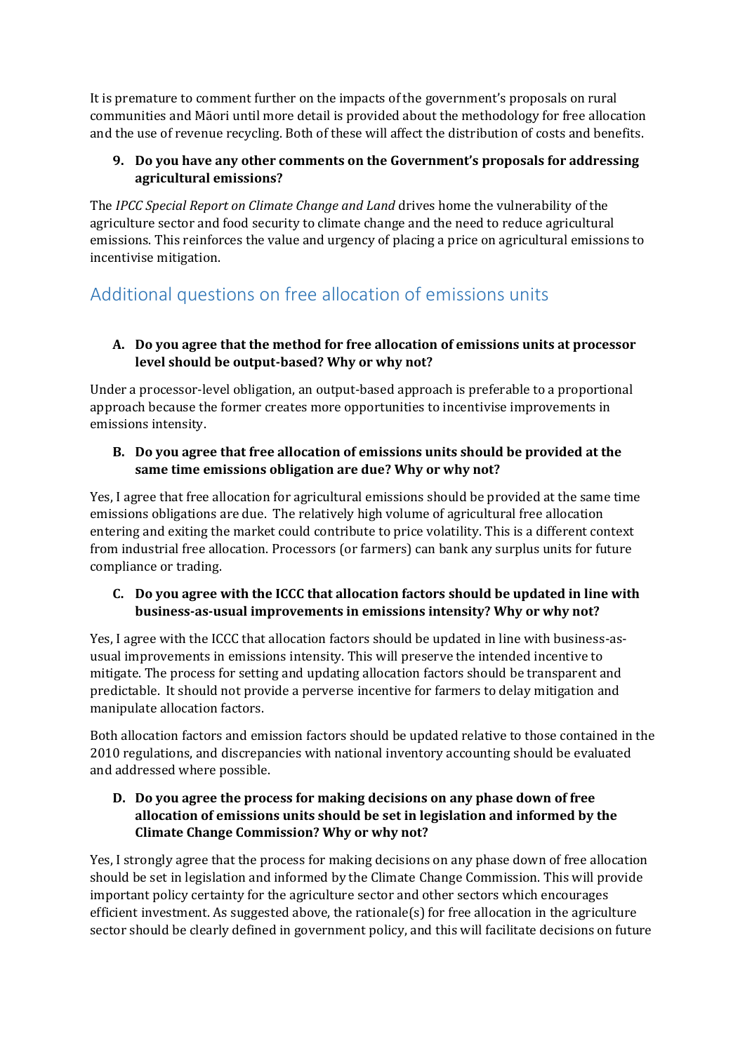It is premature to comment further on the impacts of the government's proposals on rural communities and Māori until more detail is provided about the methodology for free allocation and the use of revenue recycling. Both of these will affect the distribution of costs and benefits.

9. **Do you have any other comments on the Government's proposals for addressing agricultural emissions?**

The *IPCC Special Report on Climate Change and Land* drives home the vulnerability of the agriculture sector and food security to climate change and the need to reduce agricultural emissions. This reinforces the value and urgency of placing a price on agricultural emissions to incentivise mitigation.

## Additional questions on free allocation of emissions units

A. **Do you agree that the method for free allocation of emissions units at processor level should be output-based? Why or why not?**

Under a processor-level obligation, an output-based approach is preferable to a proportional approach because the former creates more opportunities to incentivise improvements in emissions intensity.

B. **Do you agree that free allocation of emissions units should be provided at the same time emissions obligation are due? Why or why not?**

Yes, I agree that free allocation for agricultural emissions should be provided at the same time emissions obligations are due. The relatively high volume of agricultural free allocation entering and exiting the market could contribute to price volatility. This is a different context from industrial free allocation. Processors (or farmers) can bank any surplus units for future compliance or trading.

C. **Do you agree with the ICCC that allocation factors should be updated in line with business-as-usual improvements in emissions intensity? Why or why not?**

Yes, I agree with the ICCC that allocation factors should be updated in line with business-as-usual improvements in emissions intensity. This will preserve the intended incentive to mitigate. The process for setting and updating allocation factors should be transparent and predictable. It should not provide a perverse incentive for farmers to delay mitigation and manipulate allocation factors.

Both allocation factors and emission factors should be updated relative to those contained in the 2010 regulations, and discrepancies with national inventory accounting should be evaluated and addressed where possible.

D. **Do you agree the process for making decisions on any phase down of free allocation of emissions units should be set in legislation and informed by the Climate Change Commission? Why or why not?**

Yes, I strongly agree that the process for making decisions on any phase down of free allocation should be set in legislation and informed by the Climate Change Commission. This will provide important policy certainty for the agriculture sector and other sectors which encourages efficient investment. As suggested above, the rationale(s) for free allocation in the agriculture sector should be clearly defined in government policy, and this will facilitate decisions on future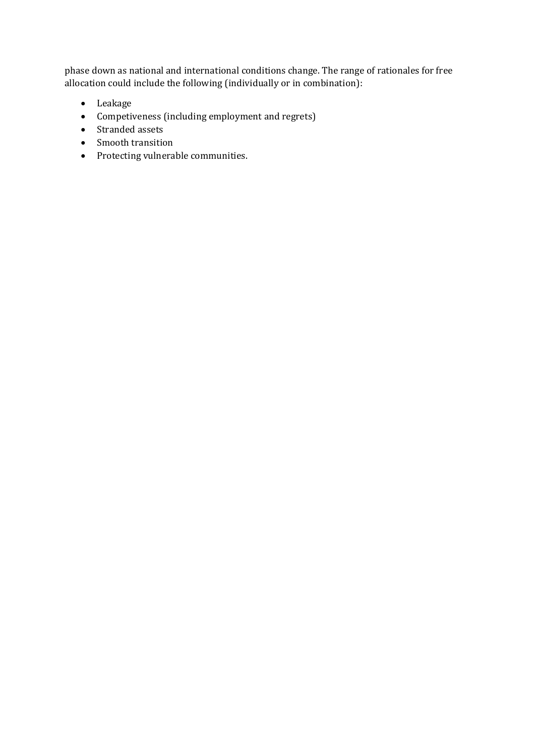phase down as national and international conditions change. The range of rationales for free allocation could include the following (individually or in combination):

- Leakage
- Competiveness (including employment and regrets)
- Stranded assets
- Smooth transition
- Protecting vulnerable communities.